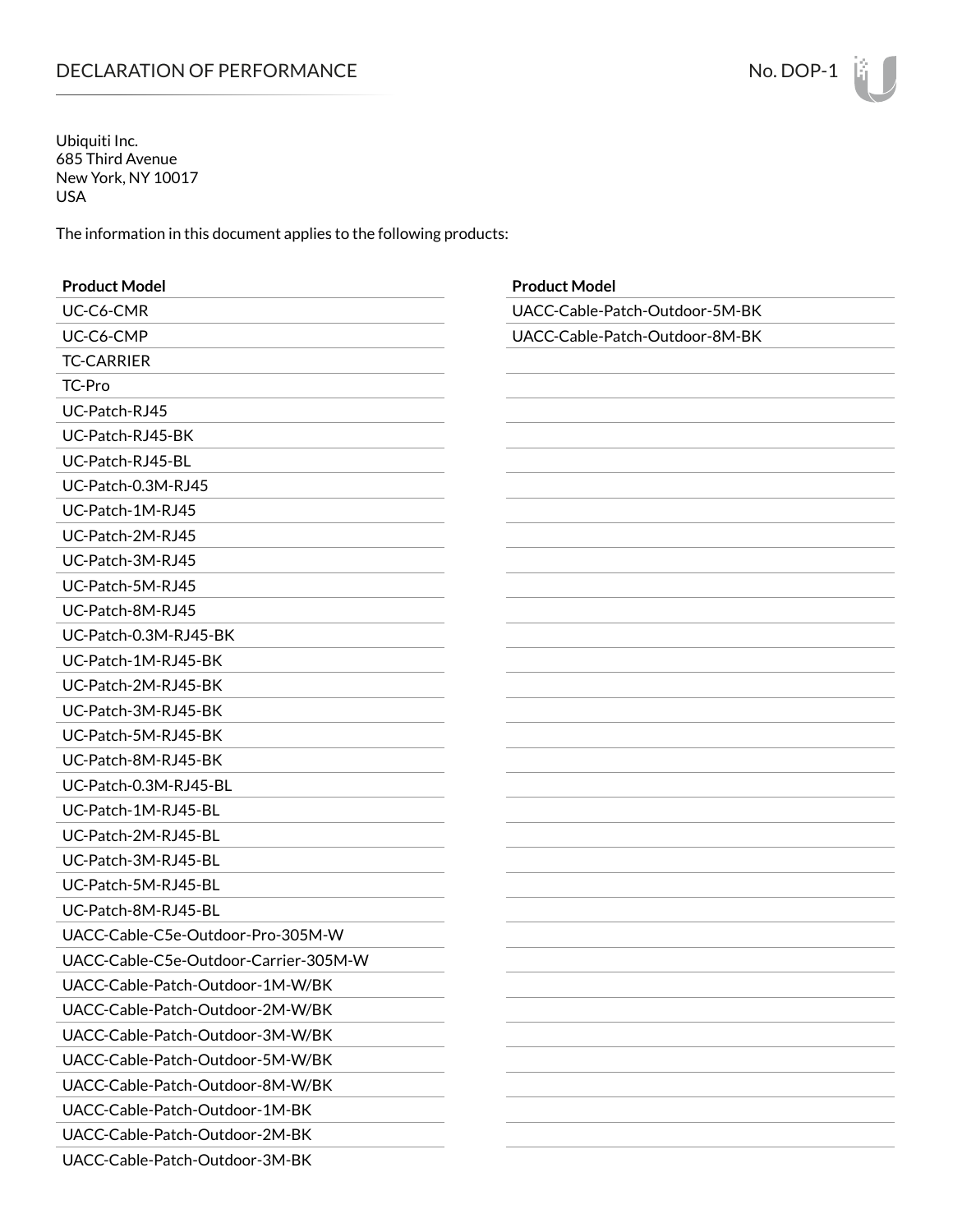# DECLARATION OF PERFORMANCE

No. DOP-1

Ubiquiti Inc.
685 Third Avenue
New York, NY 10017
USA

The information in this document applies to the following products:

| Product Model |
|---|
| UC-C6-CMR |
| UC-C6-CMP |
| TC-CARRIER |
| TC-Pro |
| UC-Patch-RJ45 |
| UC-Patch-RJ45-BK |
| UC-Patch-RJ45-BL |
| UC-Patch-0.3M-RJ45 |
| UC-Patch-1M-RJ45 |
| UC-Patch-2M-RJ45 |
| UC-Patch-3M-RJ45 |
| UC-Patch-5M-RJ45 |
| UC-Patch-8M-RJ45 |
| UC-Patch-0.3M-RJ45-BK |
| UC-Patch-1M-RJ45-BK |
| UC-Patch-2M-RJ45-BK |
| UC-Patch-3M-RJ45-BK |
| UC-Patch-5M-RJ45-BK |
| UC-Patch-8M-RJ45-BK |
| UC-Patch-0.3M-RJ45-BL |
| UC-Patch-1M-RJ45-BL |
| UC-Patch-2M-RJ45-BL |
| UC-Patch-3M-RJ45-BL |
| UC-Patch-5M-RJ45-BL |
| UC-Patch-8M-RJ45-BL |
| UACC-Cable-C5e-Outdoor-Pro-305M-W |
| UACC-Cable-C5e-Outdoor-Carrier-305M-W |
| UACC-Cable-Patch-Outdoor-1M-W/BK |
| UACC-Cable-Patch-Outdoor-2M-W/BK |
| UACC-Cable-Patch-Outdoor-3M-W/BK |
| UACC-Cable-Patch-Outdoor-5M-W/BK |
| UACC-Cable-Patch-Outdoor-8M-W/BK |
| UACC-Cable-Patch-Outdoor-1M-BK |
| UACC-Cable-Patch-Outdoor-2M-BK |
| UACC-Cable-Patch-Outdoor-3M-BK |
| UACC-Cable-Patch-Outdoor-5M-BK |
| UACC-Cable-Patch-Outdoor-8M-BK |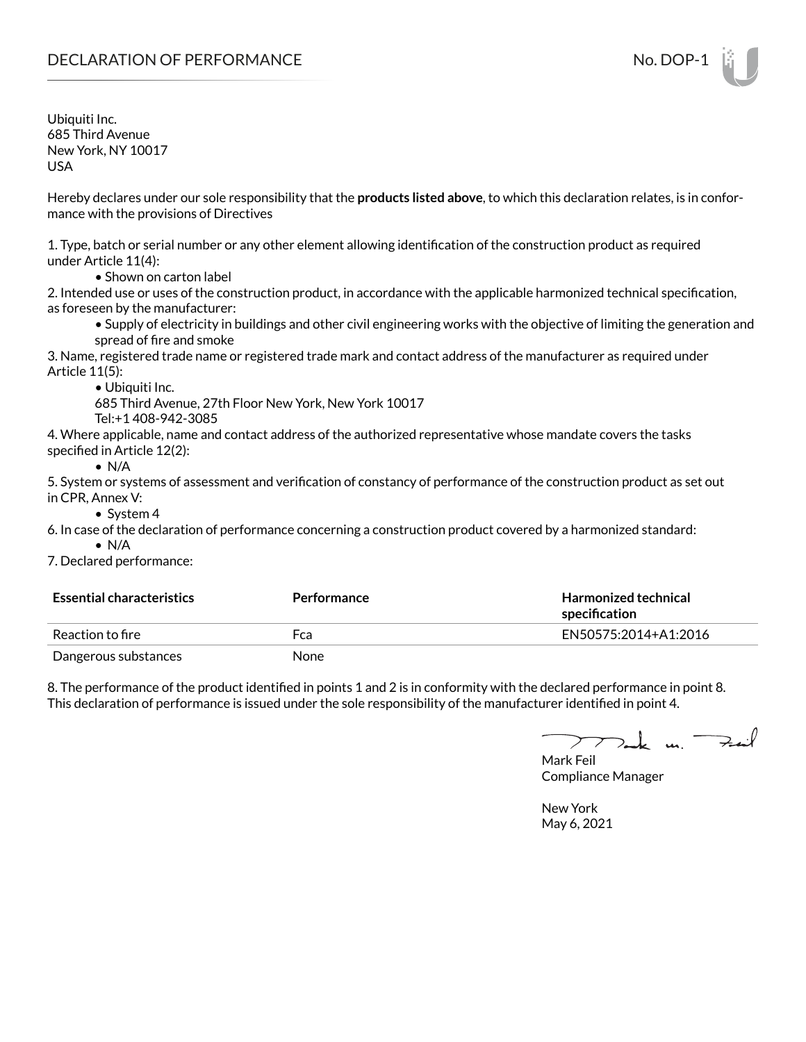# DECLARATION OF PERFORMANCE

No. DOP-1

Ubiquiti Inc.
685 Third Avenue
New York, NY 10017
USA

Hereby declares under our sole responsibility that the **products listed above**, to which this declaration relates, is in conformance with the provisions of Directives

1. Type, batch or serial number or any other element allowing identification of the construction product as required under Article 11(4):
    - Shown on carton label
2. Intended use or uses of the construction product, in accordance with the applicable harmonized technical specification, as foreseen by the manufacturer:
    - Supply of electricity in buildings and other civil engineering works with the objective of limiting the generation and spread of fire and smoke
3. Name, registered trade name or registered trade mark and contact address of the manufacturer as required under Article 11(5):
    - Ubiquiti Inc.
      685 Third Avenue, 27th Floor New York, New York 10017
      Tel:+1 408-942-3085
4. Where applicable, name and contact address of the authorized representative whose mandate covers the tasks specified in Article 12(2):
    - N/A
5. System or systems of assessment and verification of constancy of performance of the construction product as set out in CPR, Annex V:
    - System 4
6. In case of the declaration of performance concerning a construction product covered by a harmonized standard:
    - N/A
7. Declared performance:

| Essential characteristics | Performance | Harmonized technical specification |
|---|---|---|
| Reaction to fire | Fca | EN50575:2014+A1:2016 |
| Dangerous substances | None | |

8. The performance of the product identified in points 1 and 2 is in conformity with the declared performance in point 8. This declaration of performance is issued under the sole responsibility of the manufacturer identified in point 4.

Mark Feil
Compliance Manager

New York
May 6, 2021